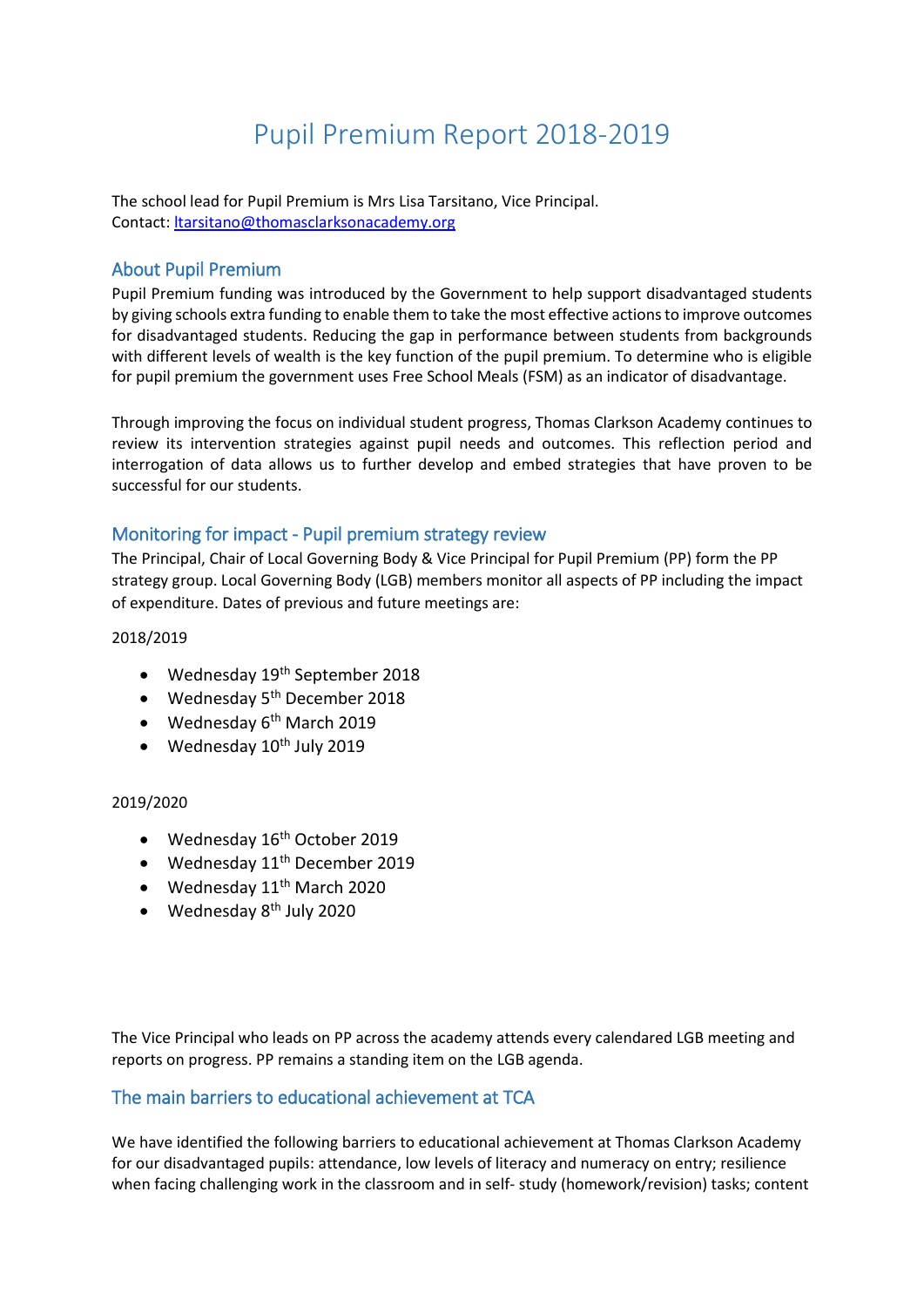// Pupil Premium Report 2018-2019

The school lead for Pupil Premium is Mrs Lisa Tarsitano, Vice Principal.
Contact: ltarsitano@thomasclarksonacademy.org

## About Pupil Premium

Pupil Premium funding was introduced by the Government to help support disadvantaged students by giving schools extra funding to enable them to take the most effective actions to improve outcomes for disadvantaged students. Reducing the gap in performance between students from backgrounds with different levels of wealth is the key function of the pupil premium. To determine who is eligible for pupil premium the government uses Free School Meals (FSM) as an indicator of disadvantage.

Through improving the focus on individual student progress, Thomas Clarkson Academy continues to review its intervention strategies against pupil needs and outcomes. This reflection period and interrogation of data allows us to further develop and embed strategies that have proven to be successful for our students.

## Monitoring for impact - Pupil premium strategy review

The Principal, Chair of Local Governing Body & Vice Principal for Pupil Premium (PP) form the PP strategy group. Local Governing Body (LGB) members monitor all aspects of PP including the impact of expenditure. Dates of previous and future meetings are:

2018/2019

- Wednesday 19th September 2018
- Wednesday 5th December 2018
- Wednesday 6th March 2019
- Wednesday 10th July 2019

2019/2020

- Wednesday 16th October 2019
- Wednesday 11th December 2019
- Wednesday 11th March 2020
- Wednesday 8th July 2020

The Vice Principal who leads on PP across the academy attends every calendared LGB meeting and reports on progress. PP remains a standing item on the LGB agenda.

## The main barriers to educational achievement at TCA

We have identified the following barriers to educational achievement at Thomas Clarkson Academy for our disadvantaged pupils: attendance, low levels of literacy and numeracy on entry; resilience when facing challenging work in the classroom and in self- study (homework/revision) tasks; content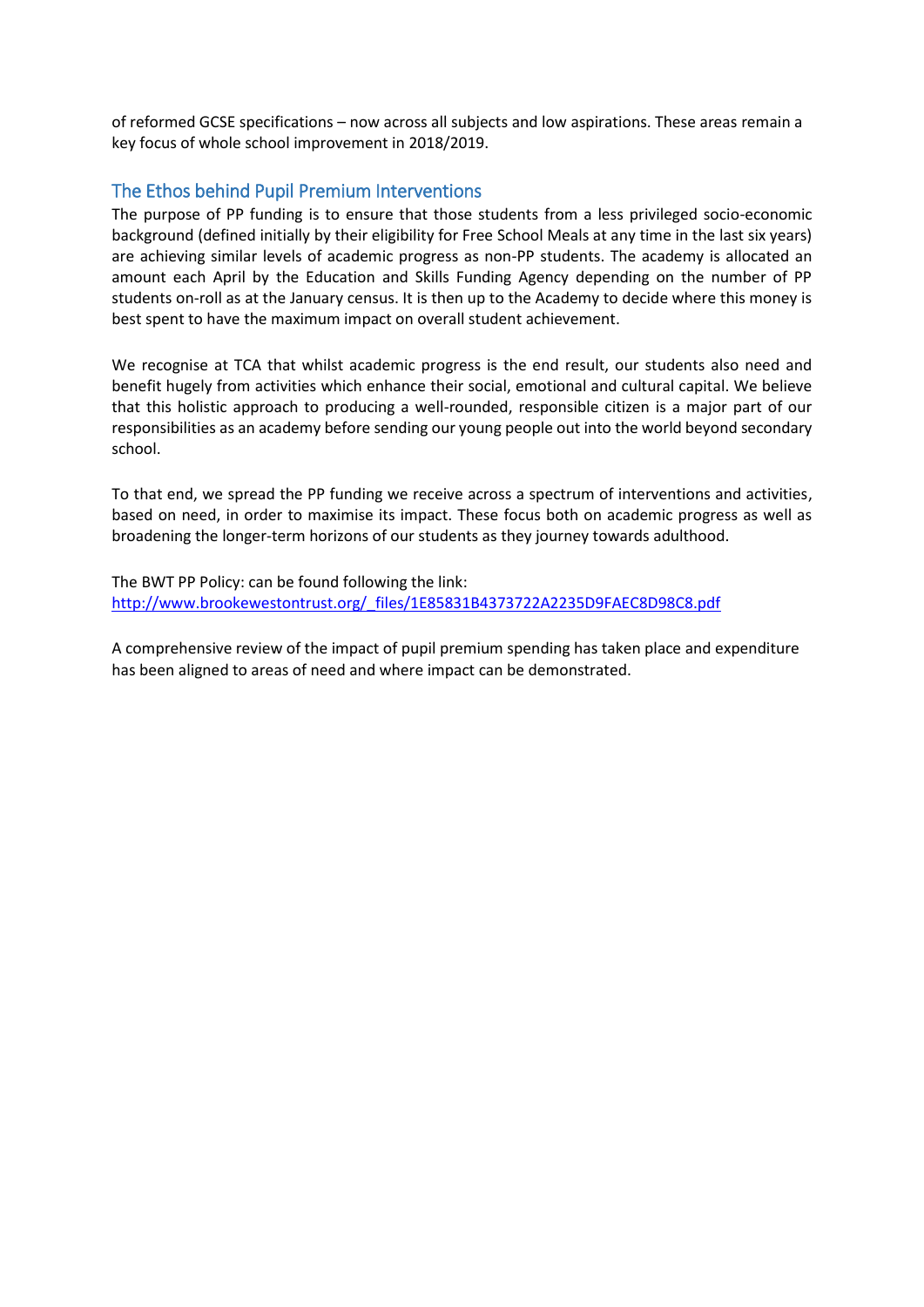of reformed GCSE specifications – now across all subjects and low aspirations. These areas remain a key focus of whole school improvement in 2018/2019.

## The Ethos behind Pupil Premium Interventions

The purpose of PP funding is to ensure that those students from a less privileged socio-economic background (defined initially by their eligibility for Free School Meals at any time in the last six years) are achieving similar levels of academic progress as non-PP students. The academy is allocated an amount each April by the Education and Skills Funding Agency depending on the number of PP students on-roll as at the January census. It is then up to the Academy to decide where this money is best spent to have the maximum impact on overall student achievement.

We recognise at TCA that whilst academic progress is the end result, our students also need and benefit hugely from activities which enhance their social, emotional and cultural capital. We believe that this holistic approach to producing a well-rounded, responsible citizen is a major part of our responsibilities as an academy before sending our young people out into the world beyond secondary school.

To that end, we spread the PP funding we receive across a spectrum of interventions and activities, based on need, in order to maximise its impact. These focus both on academic progress as well as broadening the longer-term horizons of our students as they journey towards adulthood.

The BWT PP Policy: can be found following the link:
[http://www.brookewestontrust.org/_files/1E85831B4373722A2235D9FAEC8D98C8.pdf](http://www.brookewestontrust.org/_files/1E85831B4373722A2235D9FAEC8D98C8.pdf)

A comprehensive review of the impact of pupil premium spending has taken place and expenditure has been aligned to areas of need and where impact can be demonstrated.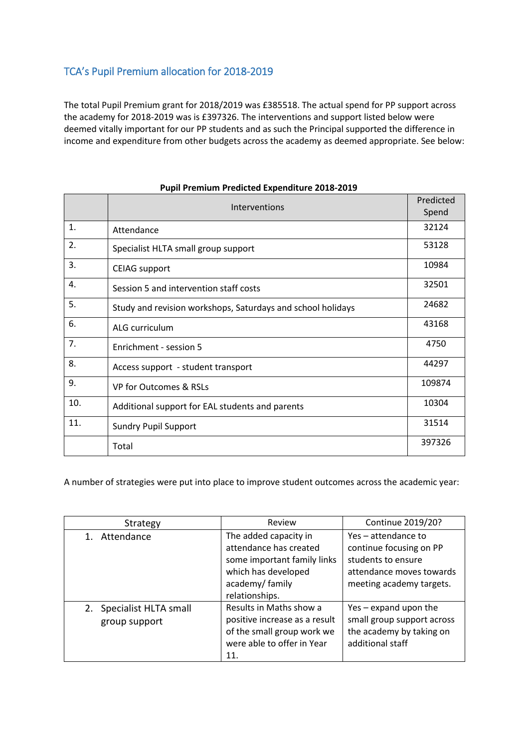## TCA's Pupil Premium allocation for 2018-2019

The total Pupil Premium grant for 2018/2019 was £385518. The actual spend for PP support across the academy for 2018-2019 was is £397326. The interventions and support listed below were deemed vitally important for our PP students and as such the Principal supported the difference in income and expenditure from other budgets across the academy as deemed appropriate. See below:

**Pupil Premium Predicted Expenditure 2018-2019**

| | Interventions | Predicted Spend |
|---|---|---|
| 1. | Attendance | 32124 |
| 2. | Specialist HLTA small group support | 53128 |
| 3. | CEIAG support | 10984 |
| 4. | Session 5 and intervention staff costs | 32501 |
| 5. | Study and revision workshops, Saturdays and school holidays | 24682 |
| 6. | ALG curriculum | 43168 |
| 7. | Enrichment - session 5 | 4750 |
| 8. | Access support - student transport | 44297 |
| 9. | VP for Outcomes & RSLs | 109874 |
| 10. | Additional support for EAL students and parents | 10304 |
| 11. | Sundry Pupil Support | 31514 |
| | Total | 397326 |

A number of strategies were put into place to improve student outcomes across the academic year:

| Strategy | Review | Continue 2019/20? |
|---|---|---|
| 1. Attendance | The added capacity in attendance has created some important family links which has developed academy/ family relationships. | Yes – attendance to continue focusing on PP students to ensure attendance moves towards meeting academy targets. |
| 2. Specialist HLTA small group support | Results in Maths show a positive increase as a result of the small group work we were able to offer in Year 11. | Yes – expand upon the small group support across the academy by taking on additional staff |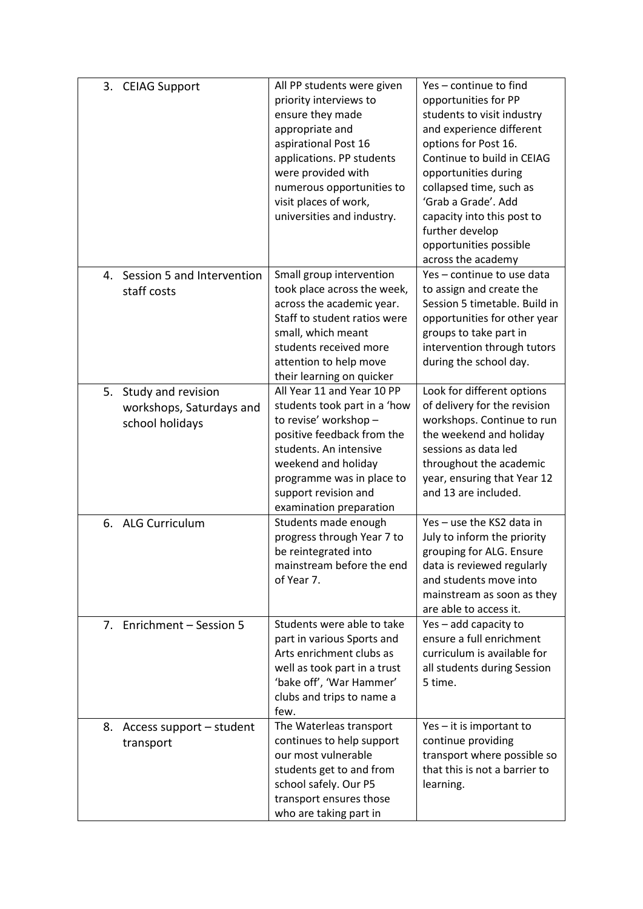| | | |
|---|---|---|
| 3. CEIAG Support | All PP students were given priority interviews to ensure they made appropriate and aspirational Post 16 applications. PP students were provided with numerous opportunities to visit places of work, universities and industry. | Yes – continue to find opportunities for PP students to visit industry and experience different options for Post 16. Continue to build in CEIAG opportunities during collapsed time, such as 'Grab a Grade'. Add capacity into this post to further develop opportunities possible across the academy |
| 4. Session 5 and Intervention staff costs | Small group intervention took place across the week, across the academic year. Staff to student ratios were small, which meant students received more attention to help move their learning on quicker | Yes – continue to use data to assign and create the Session 5 timetable. Build in opportunities for other year groups to take part in intervention through tutors during the school day. |
| 5. Study and revision workshops, Saturdays and school holidays | All Year 11 and Year 10 PP students took part in a 'how to revise' workshop – positive feedback from the students. An intensive weekend and holiday programme was in place to support revision and examination preparation | Look for different options of delivery for the revision workshops. Continue to run the weekend and holiday sessions as data led throughout the academic year, ensuring that Year 12 and 13 are included. |
| 6. ALG Curriculum | Students made enough progress through Year 7 to be reintegrated into mainstream before the end of Year 7. | Yes – use the KS2 data in July to inform the priority grouping for ALG. Ensure data is reviewed regularly and students move into mainstream as soon as they are able to access it. |
| 7. Enrichment – Session 5 | Students were able to take part in various Sports and Arts enrichment clubs as well as took part in a trust 'bake off', 'War Hammer' clubs and trips to name a few. | Yes – add capacity to ensure a full enrichment curriculum is available for all students during Session 5 time. |
| 8. Access support – student transport | The Waterleas transport continues to help support our most vulnerable students get to and from school safely. Our P5 transport ensures those who are taking part in | Yes – it is important to continue providing transport where possible so that this is not a barrier to learning. |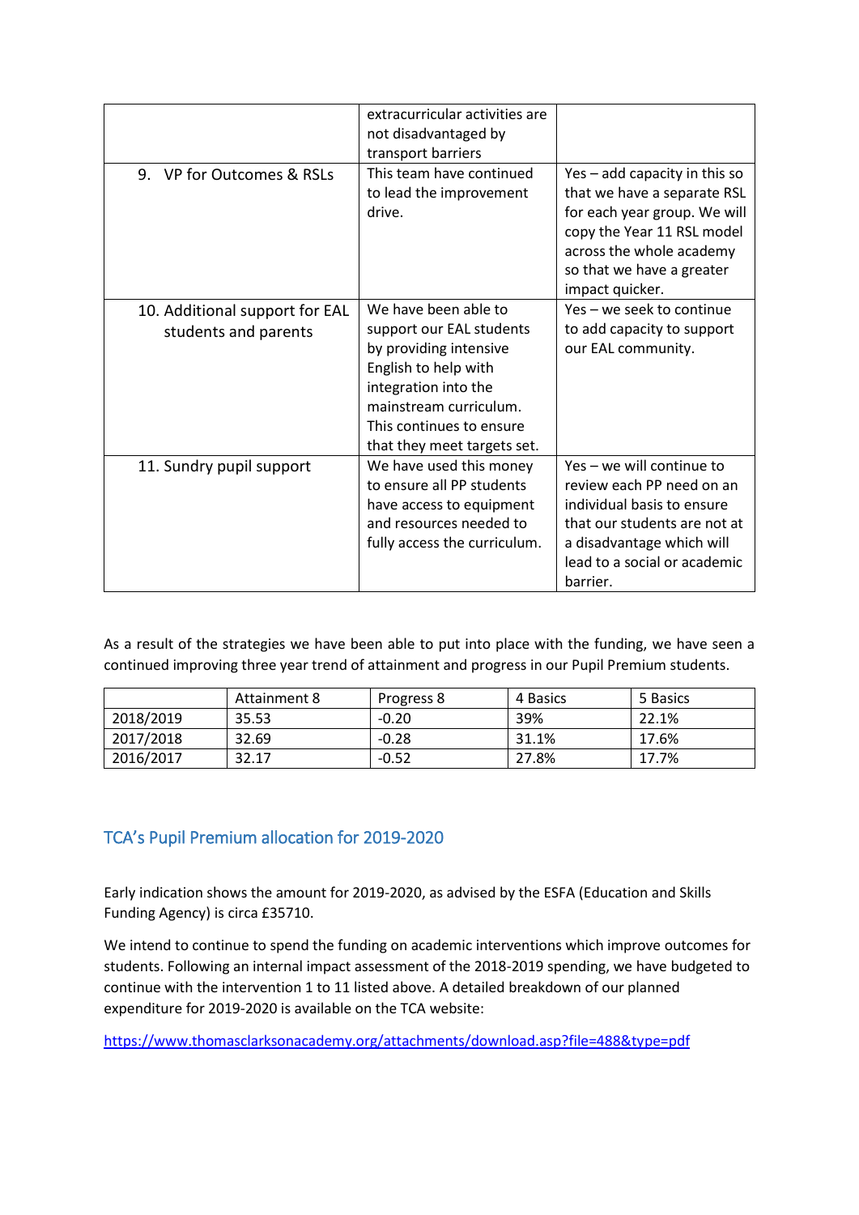|  |  |  |
| --- | --- | --- |
|  | extracurricular activities are not disadvantaged by transport barriers |  |
| 9. VP for Outcomes & RSLs | This team have continued to lead the improvement drive. | Yes – add capacity in this so that we have a separate RSL for each year group. We will copy the Year 11 RSL model across the whole academy so that we have a greater impact quicker. |
| 10. Additional support for EAL students and parents | We have been able to support our EAL students by providing intensive English to help with integration into the mainstream curriculum. This continues to ensure that they meet targets set. | Yes – we seek to continue to add capacity to support our EAL community. |
| 11. Sundry pupil support | We have used this money to ensure all PP students have access to equipment and resources needed to fully access the curriculum. | Yes – we will continue to review each PP need on an individual basis to ensure that our students are not at a disadvantage which will lead to a social or academic barrier. |

As a result of the strategies we have been able to put into place with the funding, we have seen a continued improving three year trend of attainment and progress in our Pupil Premium students.

|  | Attainment 8 | Progress 8 | 4 Basics | 5 Basics |
| --- | --- | --- | --- | --- |
| 2018/2019 | 35.53 | -0.20 | 39% | 22.1% |
| 2017/2018 | 32.69 | -0.28 | 31.1% | 17.6% |
| 2016/2017 | 32.17 | -0.52 | 27.8% | 17.7% |

## TCA's Pupil Premium allocation for 2019-2020

Early indication shows the amount for 2019-2020, as advised by the ESFA (Education and Skills Funding Agency) is circa £35710.

We intend to continue to spend the funding on academic interventions which improve outcomes for students. Following an internal impact assessment of the 2018-2019 spending, we have budgeted to continue with the intervention 1 to 11 listed above. A detailed breakdown of our planned expenditure for 2019-2020 is available on the TCA website:

https://www.thomasclarksonacademy.org/attachments/download.asp?file=488&type=pdf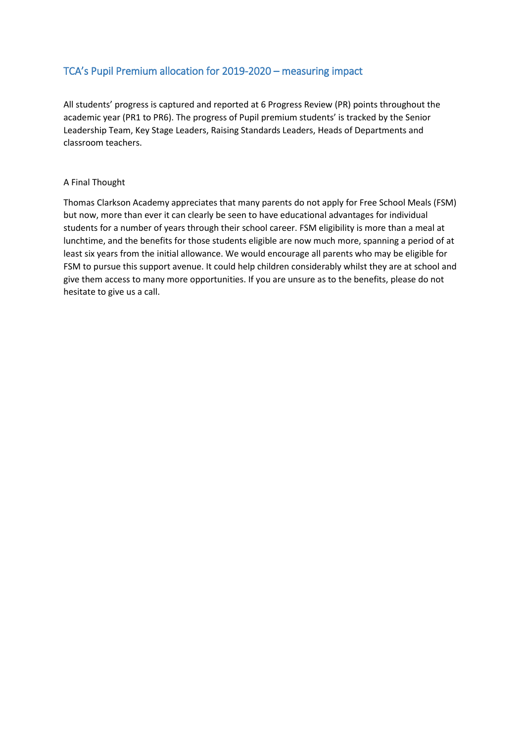## TCA's Pupil Premium allocation for 2019-2020 – measuring impact

All students' progress is captured and reported at 6 Progress Review (PR) points throughout the academic year (PR1 to PR6). The progress of Pupil premium students' is tracked by the Senior Leadership Team, Key Stage Leaders, Raising Standards Leaders, Heads of Departments and classroom teachers.

A Final Thought

Thomas Clarkson Academy appreciates that many parents do not apply for Free School Meals (FSM) but now, more than ever it can clearly be seen to have educational advantages for individual students for a number of years through their school career. FSM eligibility is more than a meal at lunchtime, and the benefits for those students eligible are now much more, spanning a period of at least six years from the initial allowance. We would encourage all parents who may be eligible for FSM to pursue this support avenue. It could help children considerably whilst they are at school and give them access to many more opportunities. If you are unsure as to the benefits, please do not hesitate to give us a call.